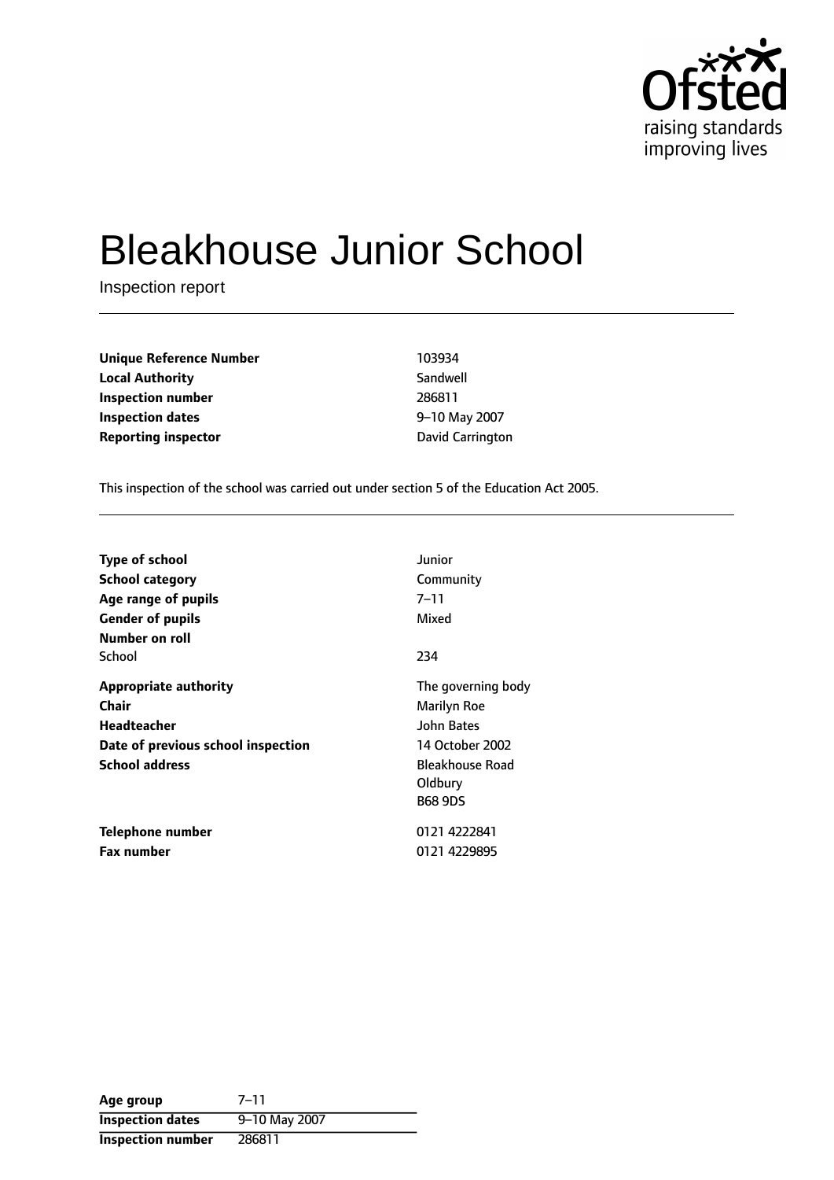# Bleakhouse Junior School

Inspection report

| | |
|---|---|
| **Unique Reference Number** | 103934 |
| **Local Authority** | Sandwell |
| **Inspection number** | 286811 |
| **Inspection dates** | 9–10 May 2007 |
| **Reporting inspector** | David Carrington |

This inspection of the school was carried out under section 5 of the Education Act 2005.

| | |
|---|---|
| **Type of school** | Junior |
| **School category** | Community |
| **Age range of pupils** | 7–11 |
| **Gender of pupils** | Mixed |
| **Number on roll** | |
| School | 234 |
| **Appropriate authority** | The governing body |
| **Chair** | Marilyn Roe |
| **Headteacher** | John Bates |
| **Date of previous school inspection** | 14 October 2002 |
| **School address** | Bleakhouse Road<br>Oldbury<br>B68 9DS |
| **Telephone number** | 0121 4222841 |
| **Fax number** | 0121 4229895 |

| | |
|---|---|
| **Age group** | 7–11 |
| **Inspection dates** | 9–10 May 2007 |
| **Inspection number** | 286811 |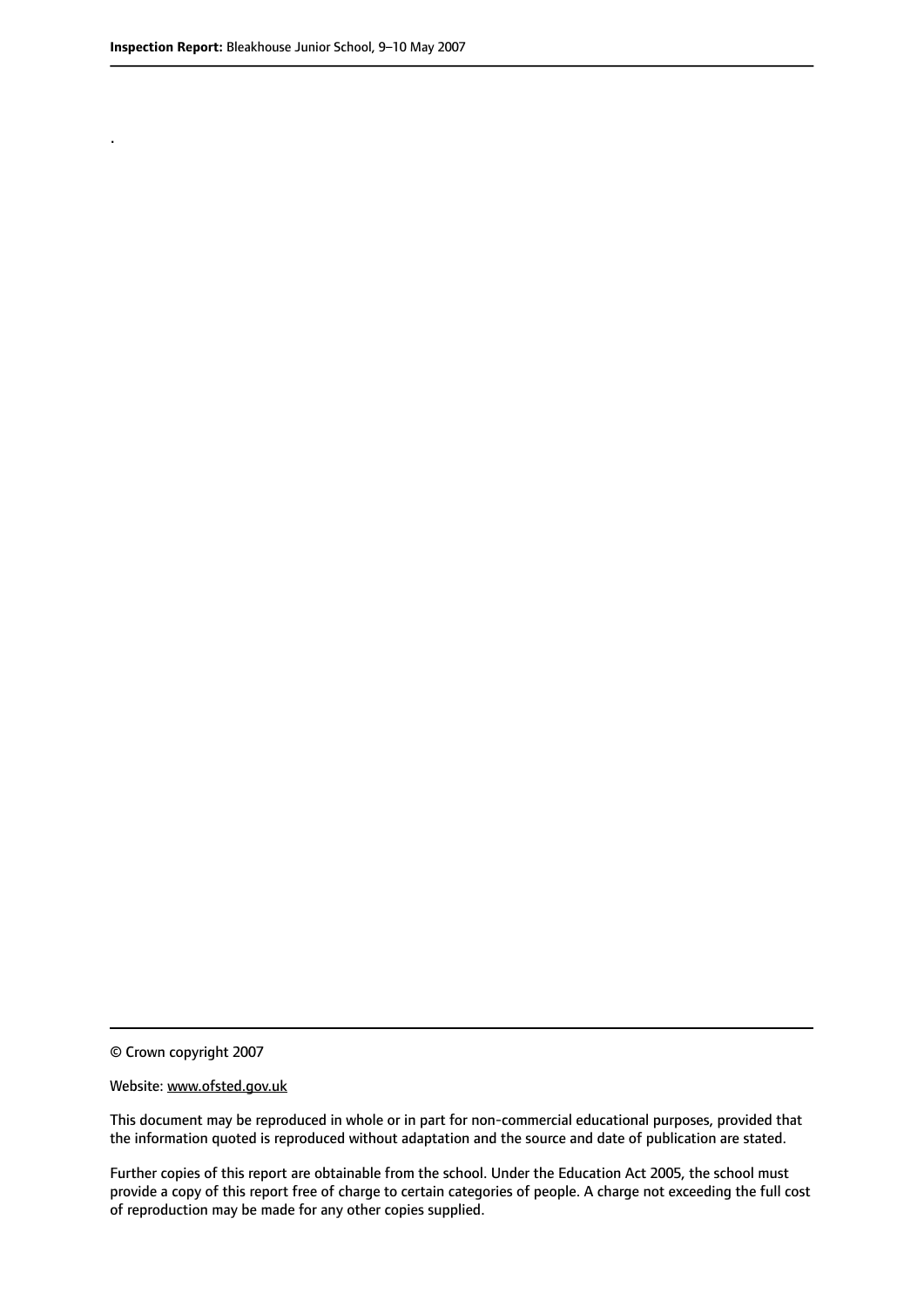.

© Crown copyright 2007

Website: www.ofsted.gov.uk

This document may be reproduced in whole or in part for non-commercial educational purposes, provided that the information quoted is reproduced without adaptation and the source and date of publication are stated.

Further copies of this report are obtainable from the school. Under the Education Act 2005, the school must provide a copy of this report free of charge to certain categories of people. A charge not exceeding the full cost of reproduction may be made for any other copies supplied.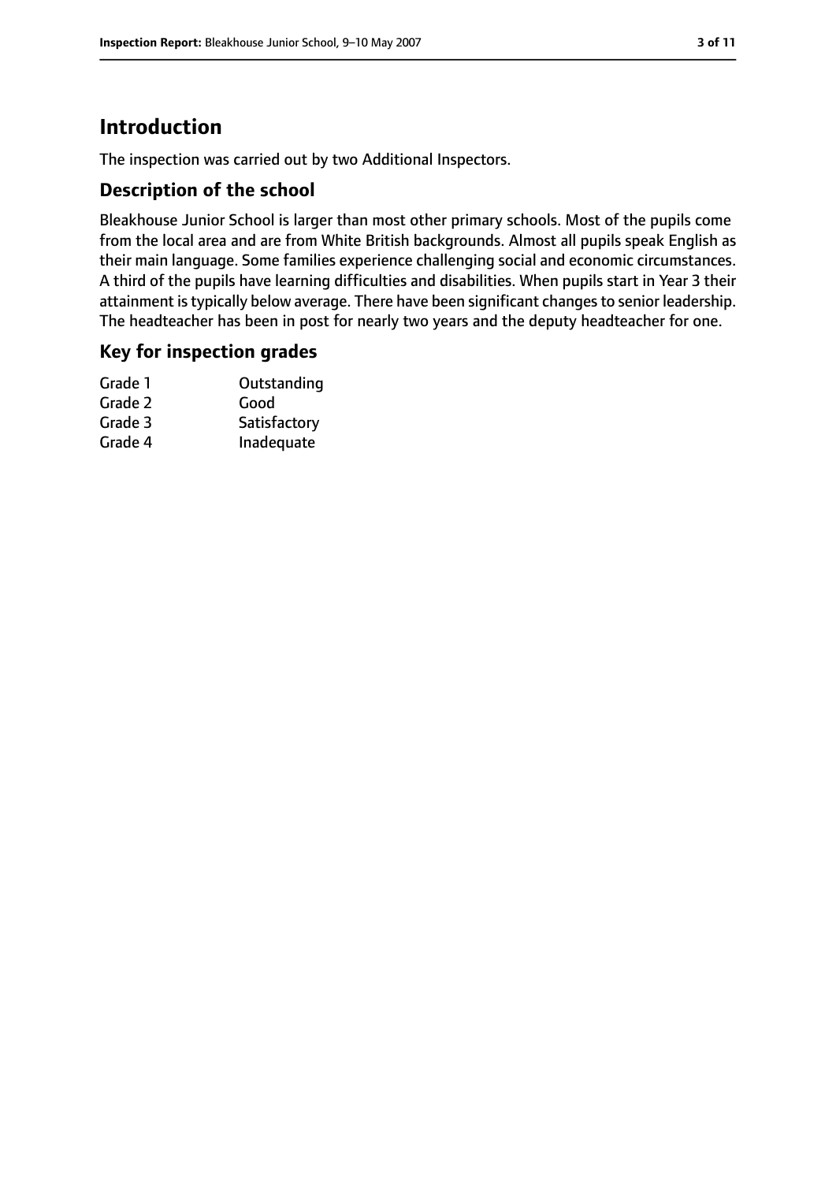# Introduction

The inspection was carried out by two Additional Inspectors.

## Description of the school

Bleakhouse Junior School is larger than most other primary schools. Most of the pupils come from the local area and are from White British backgrounds. Almost all pupils speak English as their main language. Some families experience challenging social and economic circumstances. A third of the pupils have learning difficulties and disabilities. When pupils start in Year 3 their attainment is typically below average. There have been significant changes to senior leadership. The headteacher has been in post for nearly two years and the deputy headteacher for one.

## Key for inspection grades

| | |
|---|---|
| Grade 1 | Outstanding |
| Grade 2 | Good |
| Grade 3 | Satisfactory |
| Grade 4 | Inadequate |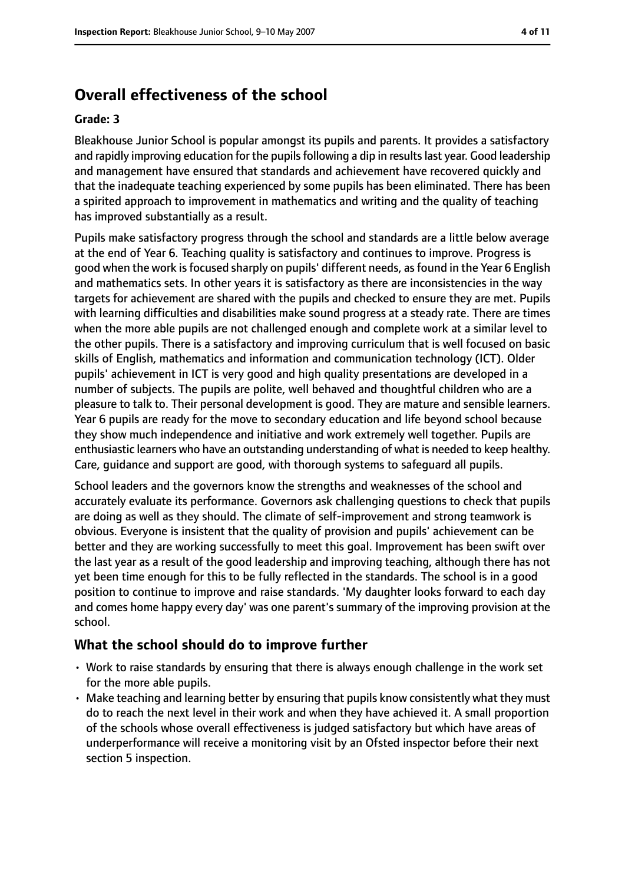# Overall effectiveness of the school

#### Grade: 3

Bleakhouse Junior School is popular amongst its pupils and parents. It provides a satisfactory and rapidly improving education for the pupils following a dip in results last year. Good leadership and management have ensured that standards and achievement have recovered quickly and that the inadequate teaching experienced by some pupils has been eliminated. There has been a spirited approach to improvement in mathematics and writing and the quality of teaching has improved substantially as a result.

Pupils make satisfactory progress through the school and standards are a little below average at the end of Year 6. Teaching quality is satisfactory and continues to improve. Progress is good when the work is focused sharply on pupils' different needs, as found in the Year 6 English and mathematics sets. In other years it is satisfactory as there are inconsistencies in the way targets for achievement are shared with the pupils and checked to ensure they are met. Pupils with learning difficulties and disabilities make sound progress at a steady rate. There are times when the more able pupils are not challenged enough and complete work at a similar level to the other pupils. There is a satisfactory and improving curriculum that is well focused on basic skills of English, mathematics and information and communication technology (ICT). Older pupils' achievement in ICT is very good and high quality presentations are developed in a number of subjects. The pupils are polite, well behaved and thoughtful children who are a pleasure to talk to. Their personal development is good. They are mature and sensible learners. Year 6 pupils are ready for the move to secondary education and life beyond school because they show much independence and initiative and work extremely well together. Pupils are enthusiastic learners who have an outstanding understanding of what is needed to keep healthy. Care, guidance and support are good, with thorough systems to safeguard all pupils.

School leaders and the governors know the strengths and weaknesses of the school and accurately evaluate its performance. Governors ask challenging questions to check that pupils are doing as well as they should. The climate of self-improvement and strong teamwork is obvious. Everyone is insistent that the quality of provision and pupils' achievement can be better and they are working successfully to meet this goal. Improvement has been swift over the last year as a result of the good leadership and improving teaching, although there has not yet been time enough for this to be fully reflected in the standards. The school is in a good position to continue to improve and raise standards. 'My daughter looks forward to each day and comes home happy every day' was one parent's summary of the improving provision at the school.

## What the school should do to improve further

- Work to raise standards by ensuring that there is always enough challenge in the work set for the more able pupils.
- Make teaching and learning better by ensuring that pupils know consistently what they must do to reach the next level in their work and when they have achieved it. A small proportion of the schools whose overall effectiveness is judged satisfactory but which have areas of underperformance will receive a monitoring visit by an Ofsted inspector before their next section 5 inspection.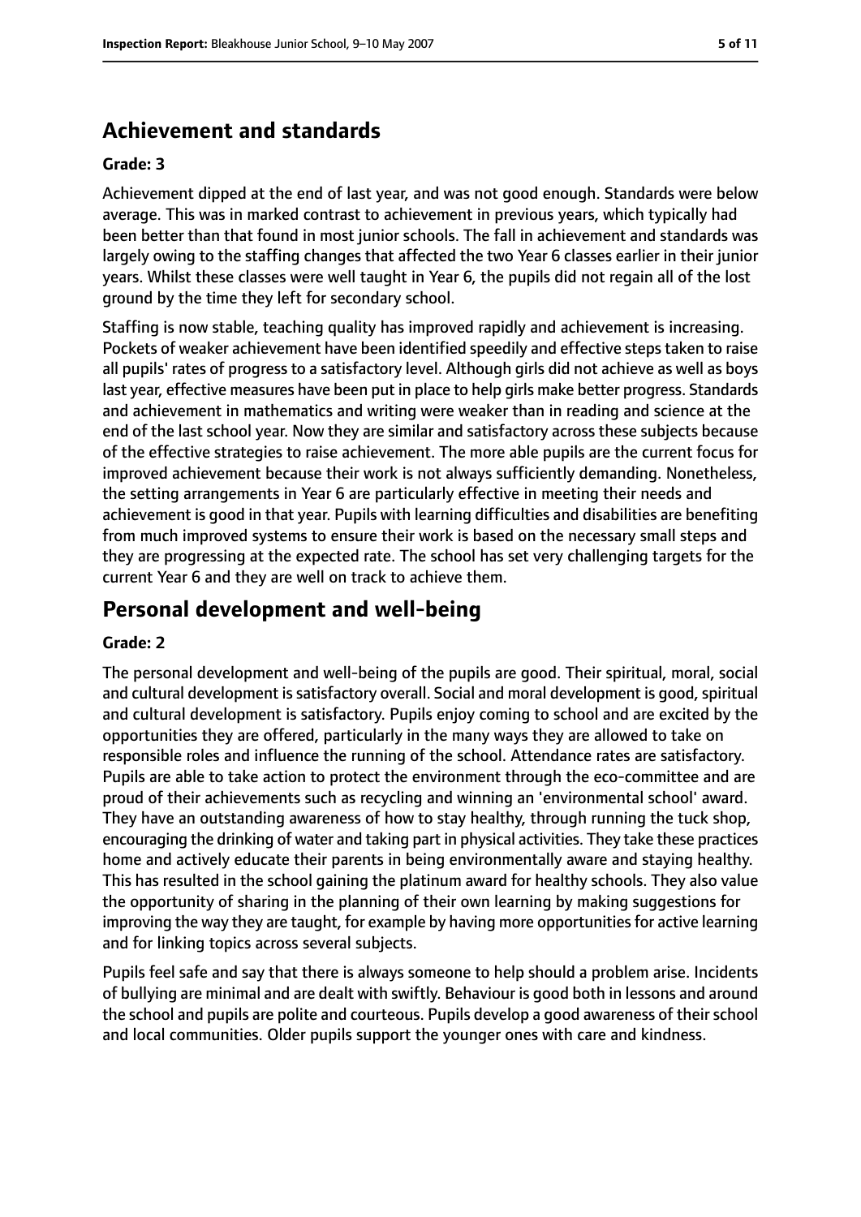## Achievement and standards

**Grade: 3**

Achievement dipped at the end of last year, and was not good enough. Standards were below average. This was in marked contrast to achievement in previous years, which typically had been better than that found in most junior schools. The fall in achievement and standards was largely owing to the staffing changes that affected the two Year 6 classes earlier in their junior years. Whilst these classes were well taught in Year 6, the pupils did not regain all of the lost ground by the time they left for secondary school.

Staffing is now stable, teaching quality has improved rapidly and achievement is increasing. Pockets of weaker achievement have been identified speedily and effective steps taken to raise all pupils' rates of progress to a satisfactory level. Although girls did not achieve as well as boys last year, effective measures have been put in place to help girls make better progress. Standards and achievement in mathematics and writing were weaker than in reading and science at the end of the last school year. Now they are similar and satisfactory across these subjects because of the effective strategies to raise achievement. The more able pupils are the current focus for improved achievement because their work is not always sufficiently demanding. Nonetheless, the setting arrangements in Year 6 are particularly effective in meeting their needs and achievement is good in that year. Pupils with learning difficulties and disabilities are benefiting from much improved systems to ensure their work is based on the necessary small steps and they are progressing at the expected rate. The school has set very challenging targets for the current Year 6 and they are well on track to achieve them.

## Personal development and well-being

**Grade: 2**

The personal development and well-being of the pupils are good. Their spiritual, moral, social and cultural development is satisfactory overall. Social and moral development is good, spiritual and cultural development is satisfactory. Pupils enjoy coming to school and are excited by the opportunities they are offered, particularly in the many ways they are allowed to take on responsible roles and influence the running of the school. Attendance rates are satisfactory. Pupils are able to take action to protect the environment through the eco-committee and are proud of their achievements such as recycling and winning an 'environmental school' award. They have an outstanding awareness of how to stay healthy, through running the tuck shop, encouraging the drinking of water and taking part in physical activities. They take these practices home and actively educate their parents in being environmentally aware and staying healthy. This has resulted in the school gaining the platinum award for healthy schools. They also value the opportunity of sharing in the planning of their own learning by making suggestions for improving the way they are taught, for example by having more opportunities for active learning and for linking topics across several subjects.

Pupils feel safe and say that there is always someone to help should a problem arise. Incidents of bullying are minimal and are dealt with swiftly. Behaviour is good both in lessons and around the school and pupils are polite and courteous. Pupils develop a good awareness of their school and local communities. Older pupils support the younger ones with care and kindness.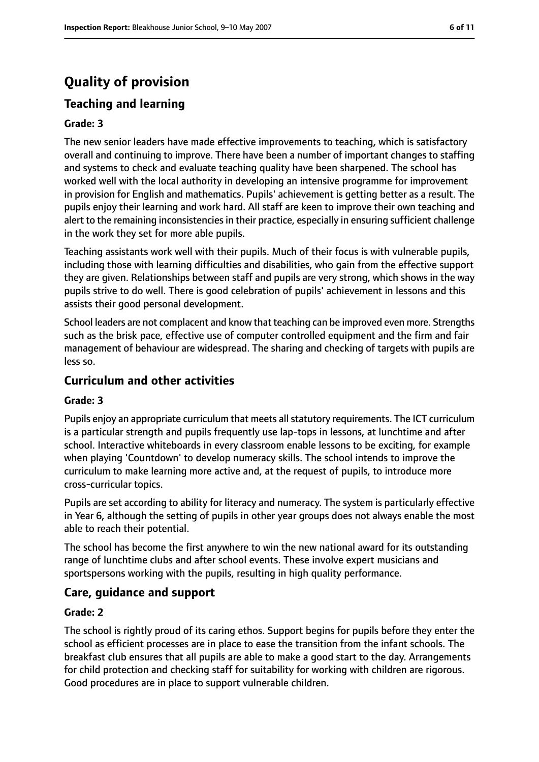# Quality of provision

## Teaching and learning

**Grade: 3**

The new senior leaders have made effective improvements to teaching, which is satisfactory overall and continuing to improve. There have been a number of important changes to staffing and systems to check and evaluate teaching quality have been sharpened. The school has worked well with the local authority in developing an intensive programme for improvement in provision for English and mathematics. Pupils' achievement is getting better as a result. The pupils enjoy their learning and work hard. All staff are keen to improve their own teaching and alert to the remaining inconsistencies in their practice, especially in ensuring sufficient challenge in the work they set for more able pupils.

Teaching assistants work well with their pupils. Much of their focus is with vulnerable pupils, including those with learning difficulties and disabilities, who gain from the effective support they are given. Relationships between staff and pupils are very strong, which shows in the way pupils strive to do well. There is good celebration of pupils' achievement in lessons and this assists their good personal development.

School leaders are not complacent and know that teaching can be improved even more. Strengths such as the brisk pace, effective use of computer controlled equipment and the firm and fair management of behaviour are widespread. The sharing and checking of targets with pupils are less so.

## Curriculum and other activities

**Grade: 3**

Pupils enjoy an appropriate curriculum that meets all statutory requirements. The ICT curriculum is a particular strength and pupils frequently use lap-tops in lessons, at lunchtime and after school. Interactive whiteboards in every classroom enable lessons to be exciting, for example when playing 'Countdown' to develop numeracy skills. The school intends to improve the curriculum to make learning more active and, at the request of pupils, to introduce more cross-curricular topics.

Pupils are set according to ability for literacy and numeracy. The system is particularly effective in Year 6, although the setting of pupils in other year groups does not always enable the most able to reach their potential.

The school has become the first anywhere to win the new national award for its outstanding range of lunchtime clubs and after school events. These involve expert musicians and sportspersons working with the pupils, resulting in high quality performance.

## Care, guidance and support

**Grade: 2**

The school is rightly proud of its caring ethos. Support begins for pupils before they enter the school as efficient processes are in place to ease the transition from the infant schools. The breakfast club ensures that all pupils are able to make a good start to the day. Arrangements for child protection and checking staff for suitability for working with children are rigorous. Good procedures are in place to support vulnerable children.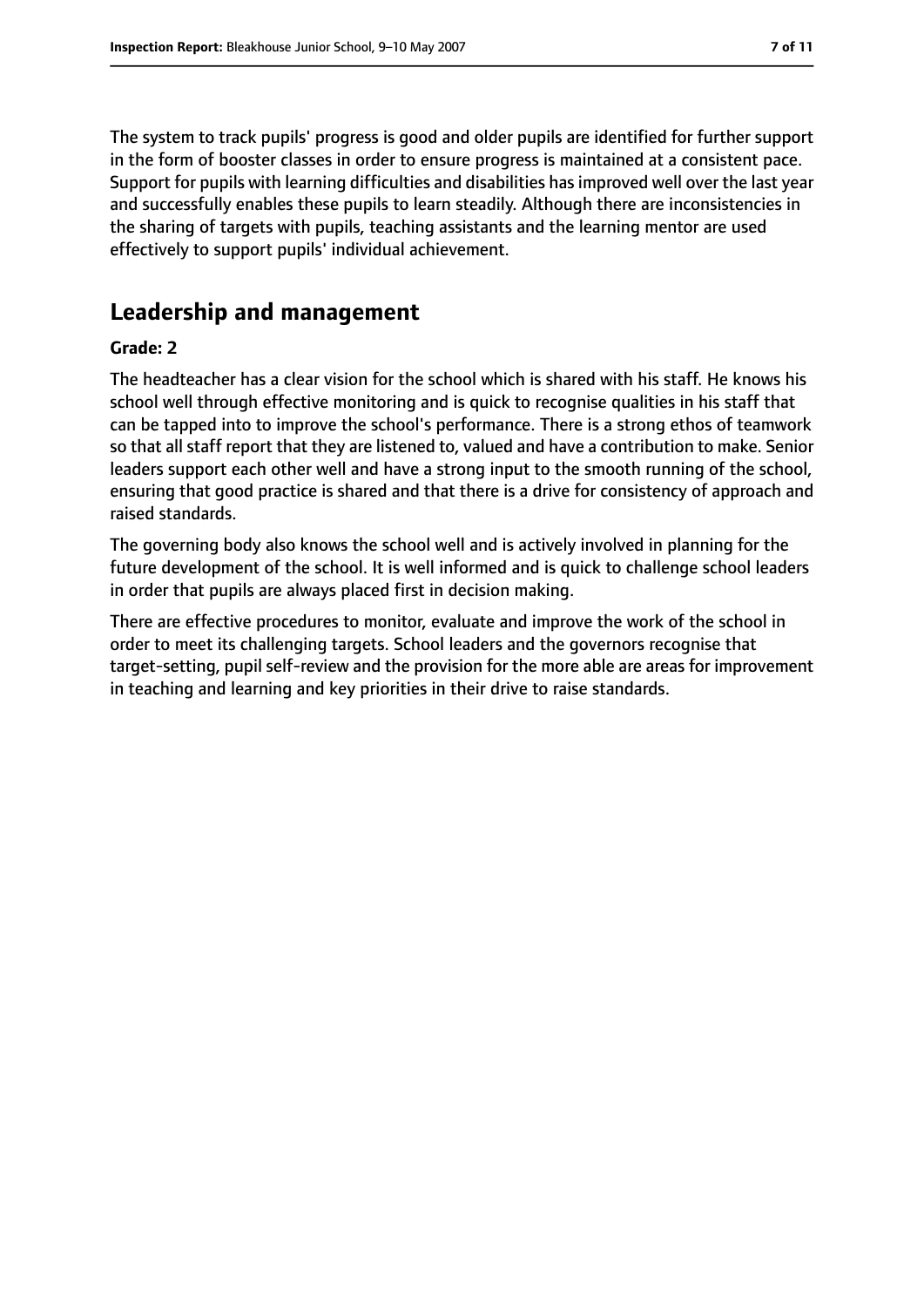The system to track pupils' progress is good and older pupils are identified for further support in the form of booster classes in order to ensure progress is maintained at a consistent pace. Support for pupils with learning difficulties and disabilities has improved well over the last year and successfully enables these pupils to learn steadily. Although there are inconsistencies in the sharing of targets with pupils, teaching assistants and the learning mentor are used effectively to support pupils' individual achievement.

## Leadership and management

**Grade: 2**

The headteacher has a clear vision for the school which is shared with his staff. He knows his school well through effective monitoring and is quick to recognise qualities in his staff that can be tapped into to improve the school's performance. There is a strong ethos of teamwork so that all staff report that they are listened to, valued and have a contribution to make. Senior leaders support each other well and have a strong input to the smooth running of the school, ensuring that good practice is shared and that there is a drive for consistency of approach and raised standards.

The governing body also knows the school well and is actively involved in planning for the future development of the school. It is well informed and is quick to challenge school leaders in order that pupils are always placed first in decision making.

There are effective procedures to monitor, evaluate and improve the work of the school in order to meet its challenging targets. School leaders and the governors recognise that target-setting, pupil self-review and the provision for the more able are areas for improvement in teaching and learning and key priorities in their drive to raise standards.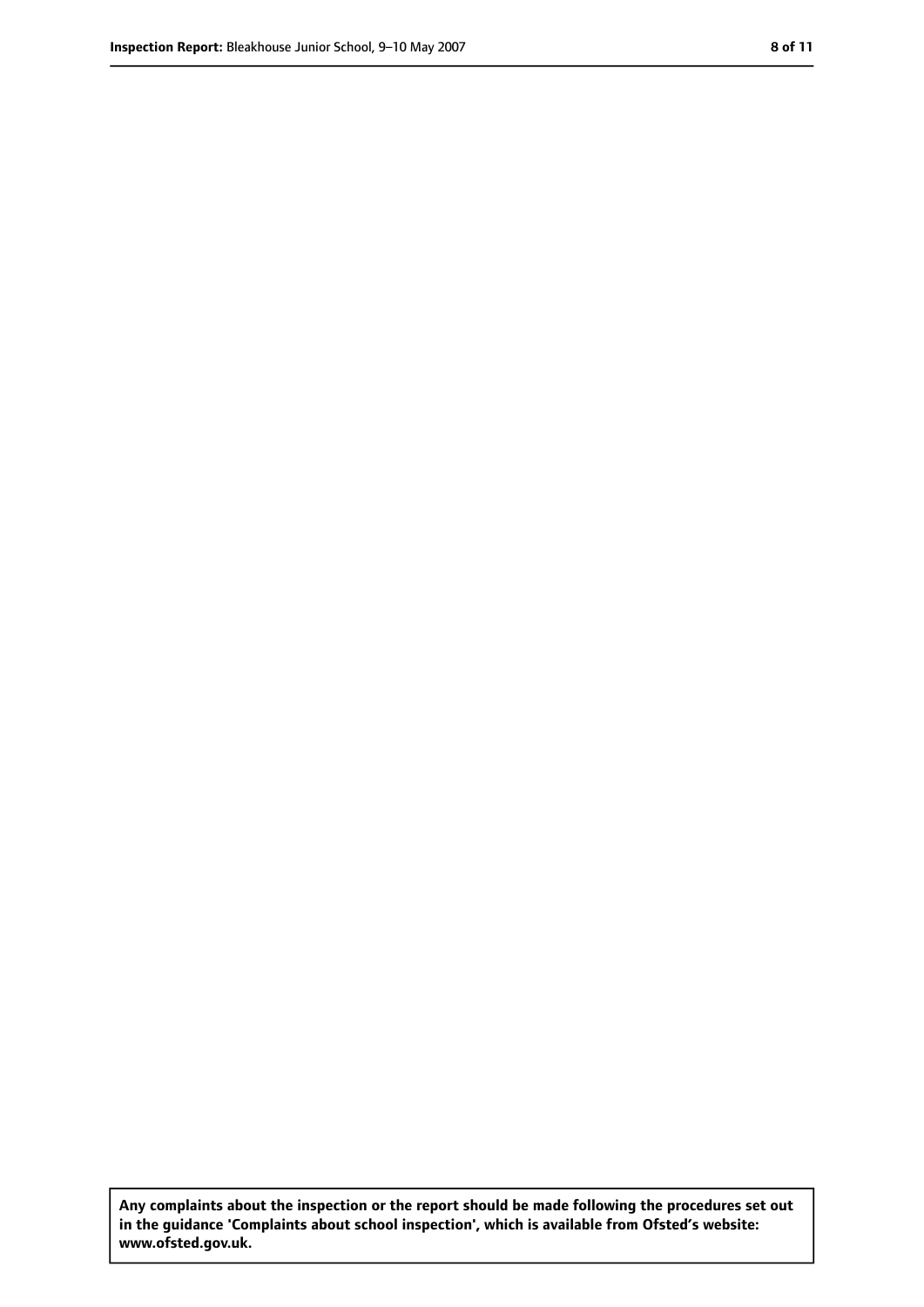**Any complaints about the inspection or the report should be made following the procedures set out in the guidance 'Complaints about school inspection', which is available from Ofsted's website: www.ofsted.gov.uk.**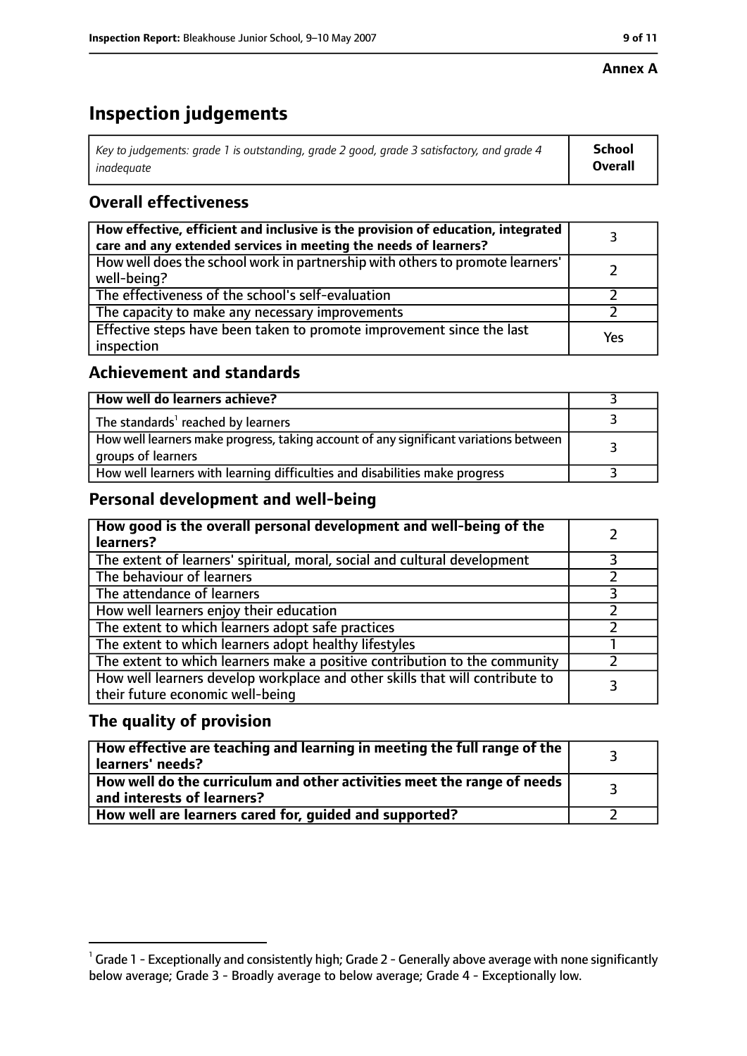**Annex A**

# Inspection judgements

| *Key to judgements: grade 1 is outstanding, grade 2 good, grade 3 satisfactory, and grade 4 inadequate* | **School Overall** |
|---|---|

## Overall effectiveness

| | |
|---|---|
| **How effective, efficient and inclusive is the provision of education, integrated care and any extended services in meeting the needs of learners?** | 3 |
| How well does the school work in partnership with others to promote learners' well-being? | 2 |
| The effectiveness of the school's self-evaluation | 2 |
| The capacity to make any necessary improvements | 2 |
| Effective steps have been taken to promote improvement since the last inspection | Yes |

## Achievement and standards

| | |
|---|---|
| **How well do learners achieve?** | 3 |
| The standards[1] reached by learners | 3 |
| How well learners make progress, taking account of any significant variations between groups of learners | 3 |
| How well learners with learning difficulties and disabilities make progress | 3 |

## Personal development and well-being

| | |
|---|---|
| **How good is the overall personal development and well-being of the learners?** | 2 |
| The extent of learners' spiritual, moral, social and cultural development | 3 |
| The behaviour of learners | 2 |
| The attendance of learners | 3 |
| How well learners enjoy their education | 2 |
| The extent to which learners adopt safe practices | 2 |
| The extent to which learners adopt healthy lifestyles | 1 |
| The extent to which learners make a positive contribution to the community | 2 |
| How well learners develop workplace and other skills that will contribute to their future economic well-being | 3 |

## The quality of provision

| | |
|---|---|
| **How effective are teaching and learning in meeting the full range of the learners' needs?** | 3 |
| **How well do the curriculum and other activities meet the range of needs and interests of learners?** | 3 |
| **How well are learners cared for, guided and supported?** | 2 |

[1] Grade 1 - Exceptionally and consistently high; Grade 2 - Generally above average with none significantly below average; Grade 3 - Broadly average to below average; Grade 4 - Exceptionally low.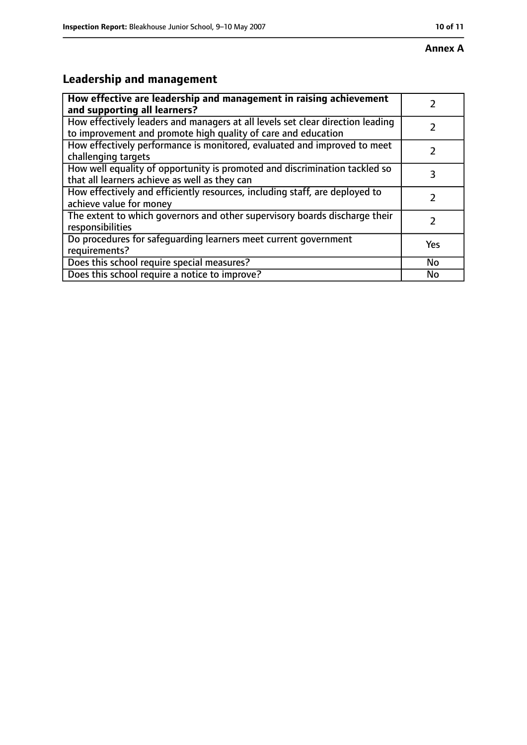**Annex A**

## Leadership and management

| **How effective are leadership and management in raising achievement and supporting all learners?** | 2 |
|---|---|
| How effectively leaders and managers at all levels set clear direction leading to improvement and promote high quality of care and education | 2 |
| How effectively performance is monitored, evaluated and improved to meet challenging targets | 2 |
| How well equality of opportunity is promoted and discrimination tackled so that all learners achieve as well as they can | 3 |
| How effectively and efficiently resources, including staff, are deployed to achieve value for money | 2 |
| The extent to which governors and other supervisory boards discharge their responsibilities | 2 |
| Do procedures for safeguarding learners meet current government requirements? | Yes |
| Does this school require special measures? | No |
| Does this school require a notice to improve? | No |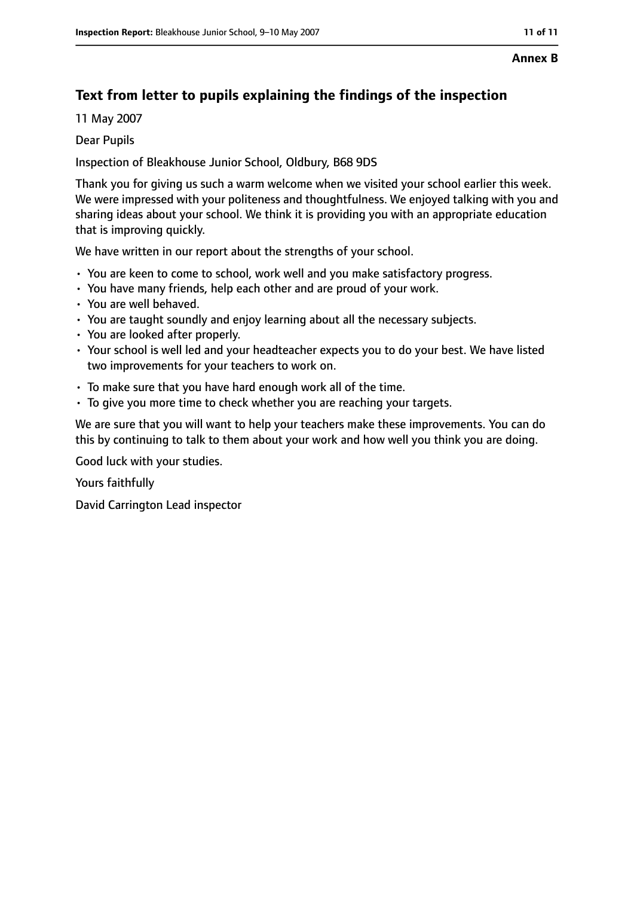Annex B

## Text from letter to pupils explaining the findings of the inspection

11 May 2007

Dear Pupils

Inspection of Bleakhouse Junior School, Oldbury, B68 9DS

Thank you for giving us such a warm welcome when we visited your school earlier this week. We were impressed with your politeness and thoughtfulness. We enjoyed talking with you and sharing ideas about your school. We think it is providing you with an appropriate education that is improving quickly.

We have written in our report about the strengths of your school.

- You are keen to come to school, work well and you make satisfactory progress.
- You have many friends, help each other and are proud of your work.
- You are well behaved.
- You are taught soundly and enjoy learning about all the necessary subjects.
- You are looked after properly.
- Your school is well led and your headteacher expects you to do your best. We have listed two improvements for your teachers to work on.

- To make sure that you have hard enough work all of the time.
- To give you more time to check whether you are reaching your targets.

We are sure that you will want to help your teachers make these improvements. You can do this by continuing to talk to them about your work and how well you think you are doing.

Good luck with your studies.

Yours faithfully

David Carrington Lead inspector